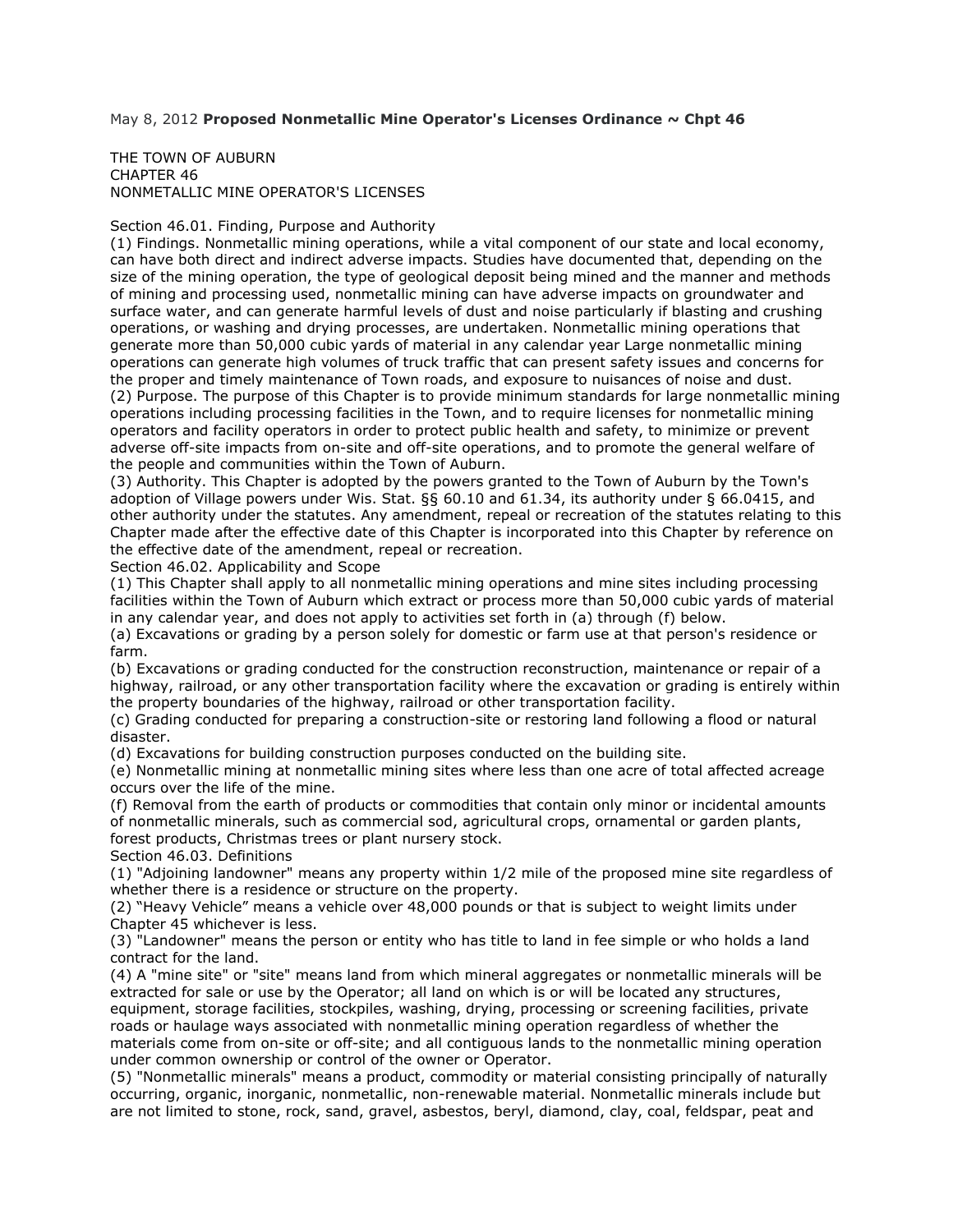May 8, 2012 **Proposed Nonmetallic Mine Operator's Licenses Ordinance ~ Chpt 46**

THE TOWN OF AUBURN
CHAPTER 46
NONMETALLIC MINE OPERATOR'S LICENSES

Section 46.01. Finding, Purpose and Authority

(1) Findings. Nonmetallic mining operations, while a vital component of our state and local economy, can have both direct and indirect adverse impacts. Studies have documented that, depending on the size of the mining operation, the type of geological deposit being mined and the manner and methods of mining and processing used, nonmetallic mining can have adverse impacts on groundwater and surface water, and can generate harmful levels of dust and noise particularly if blasting and crushing operations, or washing and drying processes, are undertaken. Nonmetallic mining operations that generate more than 50,000 cubic yards of material in any calendar year Large nonmetallic mining operations can generate high volumes of truck traffic that can present safety issues and concerns for the proper and timely maintenance of Town roads, and exposure to nuisances of noise and dust.

(2) Purpose. The purpose of this Chapter is to provide minimum standards for large nonmetallic mining operations including processing facilities in the Town, and to require licenses for nonmetallic mining operators and facility operators in order to protect public health and safety, to minimize or prevent adverse off-site impacts from on-site and off-site operations, and to promote the general welfare of the people and communities within the Town of Auburn.

(3) Authority. This Chapter is adopted by the powers granted to the Town of Auburn by the Town's adoption of Village powers under Wis. Stat. §§ 60.10 and 61.34, its authority under § 66.0415, and other authority under the statutes. Any amendment, repeal or recreation of the statutes relating to this Chapter made after the effective date of this Chapter is incorporated into this Chapter by reference on the effective date of the amendment, repeal or recreation.

Section 46.02. Applicability and Scope

(1) This Chapter shall apply to all nonmetallic mining operations and mine sites including processing facilities within the Town of Auburn which extract or process more than 50,000 cubic yards of material in any calendar year, and does not apply to activities set forth in (a) through (f) below.

(a) Excavations or grading by a person solely for domestic or farm use at that person's residence or farm.

(b) Excavations or grading conducted for the construction reconstruction, maintenance or repair of a highway, railroad, or any other transportation facility where the excavation or grading is entirely within the property boundaries of the highway, railroad or other transportation facility.

(c) Grading conducted for preparing a construction-site or restoring land following a flood or natural disaster.

(d) Excavations for building construction purposes conducted on the building site.

(e) Nonmetallic mining at nonmetallic mining sites where less than one acre of total affected acreage occurs over the life of the mine.

(f) Removal from the earth of products or commodities that contain only minor or incidental amounts of nonmetallic minerals, such as commercial sod, agricultural crops, ornamental or garden plants, forest products, Christmas trees or plant nursery stock.

Section 46.03. Definitions

(1) "Adjoining landowner" means any property within 1/2 mile of the proposed mine site regardless of whether there is a residence or structure on the property.

(2) "Heavy Vehicle" means a vehicle over 48,000 pounds or that is subject to weight limits under Chapter 45 whichever is less.

(3) "Landowner" means the person or entity who has title to land in fee simple or who holds a land contract for the land.

(4) A "mine site" or "site" means land from which mineral aggregates or nonmetallic minerals will be extracted for sale or use by the Operator; all land on which is or will be located any structures, equipment, storage facilities, stockpiles, washing, drying, processing or screening facilities, private roads or haulage ways associated with nonmetallic mining operation regardless of whether the materials come from on-site or off-site; and all contiguous lands to the nonmetallic mining operation under common ownership or control of the owner or Operator.

(5) "Nonmetallic minerals" means a product, commodity or material consisting principally of naturally occurring, organic, inorganic, nonmetallic, non-renewable material. Nonmetallic minerals include but are not limited to stone, rock, sand, gravel, asbestos, beryl, diamond, clay, coal, feldspar, peat and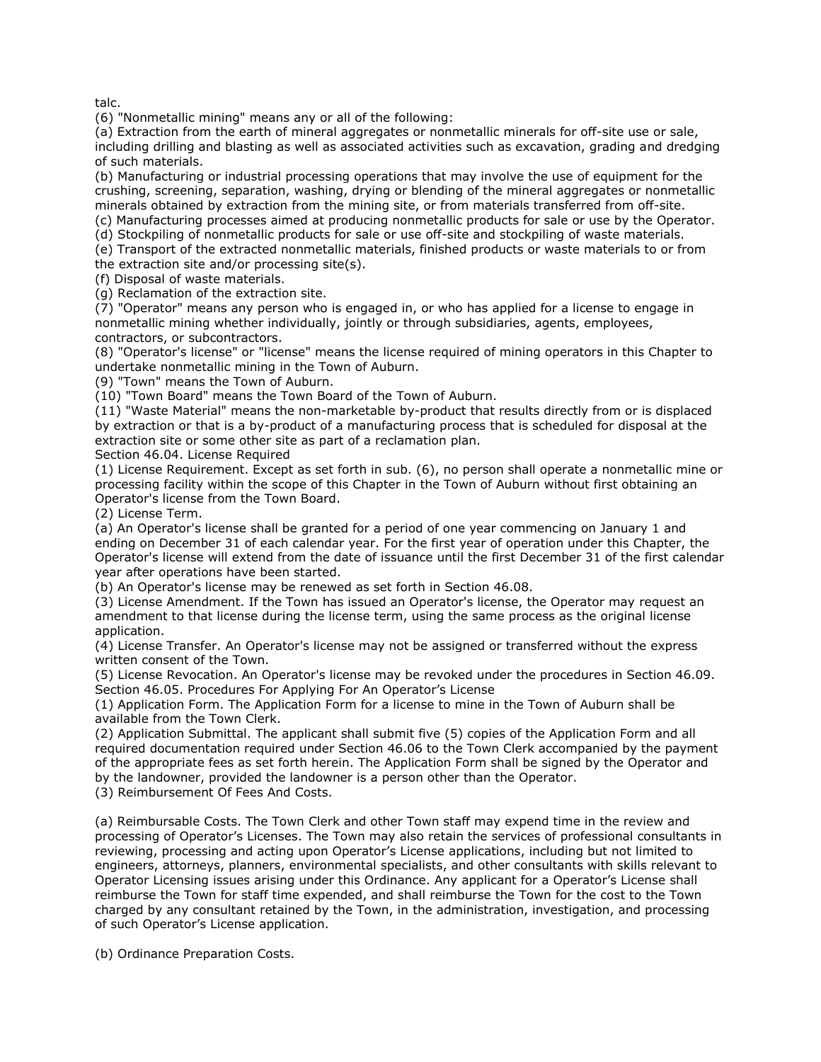talc.

(6) "Nonmetallic mining" means any or all of the following:

(a) Extraction from the earth of mineral aggregates or nonmetallic minerals for off-site use or sale, including drilling and blasting as well as associated activities such as excavation, grading and dredging of such materials.

(b) Manufacturing or industrial processing operations that may involve the use of equipment for the crushing, screening, separation, washing, drying or blending of the mineral aggregates or nonmetallic minerals obtained by extraction from the mining site, or from materials transferred from off-site.

(c) Manufacturing processes aimed at producing nonmetallic products for sale or use by the Operator.

(d) Stockpiling of nonmetallic products for sale or use off-site and stockpiling of waste materials.

(e) Transport of the extracted nonmetallic materials, finished products or waste materials to or from the extraction site and/or processing site(s).

(f) Disposal of waste materials.

(g) Reclamation of the extraction site.

(7) "Operator" means any person who is engaged in, or who has applied for a license to engage in nonmetallic mining whether individually, jointly or through subsidiaries, agents, employees, contractors, or subcontractors.

(8) "Operator's license" or "license" means the license required of mining operators in this Chapter to undertake nonmetallic mining in the Town of Auburn.

(9) "Town" means the Town of Auburn.

(10) "Town Board" means the Town Board of the Town of Auburn.

(11) "Waste Material" means the non-marketable by-product that results directly from or is displaced by extraction or that is a by-product of a manufacturing process that is scheduled for disposal at the extraction site or some other site as part of a reclamation plan.

Section 46.04. License Required

(1) License Requirement. Except as set forth in sub. (6), no person shall operate a nonmetallic mine or processing facility within the scope of this Chapter in the Town of Auburn without first obtaining an Operator's license from the Town Board.

(2) License Term.

(a) An Operator's license shall be granted for a period of one year commencing on January 1 and ending on December 31 of each calendar year. For the first year of operation under this Chapter, the Operator's license will extend from the date of issuance until the first December 31 of the first calendar year after operations have been started.

(b) An Operator's license may be renewed as set forth in Section 46.08.

(3) License Amendment. If the Town has issued an Operator's license, the Operator may request an amendment to that license during the license term, using the same process as the original license application.

(4) License Transfer. An Operator's license may not be assigned or transferred without the express written consent of the Town.

(5) License Revocation. An Operator's license may be revoked under the procedures in Section 46.09.

Section 46.05. Procedures For Applying For An Operator's License

(1) Application Form. The Application Form for a license to mine in the Town of Auburn shall be available from the Town Clerk.

(2) Application Submittal. The applicant shall submit five (5) copies of the Application Form and all required documentation required under Section 46.06 to the Town Clerk accompanied by the payment of the appropriate fees as set forth herein. The Application Form shall be signed by the Operator and by the landowner, provided the landowner is a person other than the Operator.

(3) Reimbursement Of Fees And Costs.

(a) Reimbursable Costs. The Town Clerk and other Town staff may expend time in the review and processing of Operator's Licenses. The Town may also retain the services of professional consultants in reviewing, processing and acting upon Operator's License applications, including but not limited to engineers, attorneys, planners, environmental specialists, and other consultants with skills relevant to Operator Licensing issues arising under this Ordinance. Any applicant for a Operator's License shall reimburse the Town for staff time expended, and shall reimburse the Town for the cost to the Town charged by any consultant retained by the Town, in the administration, investigation, and processing of such Operator's License application.

(b) Ordinance Preparation Costs.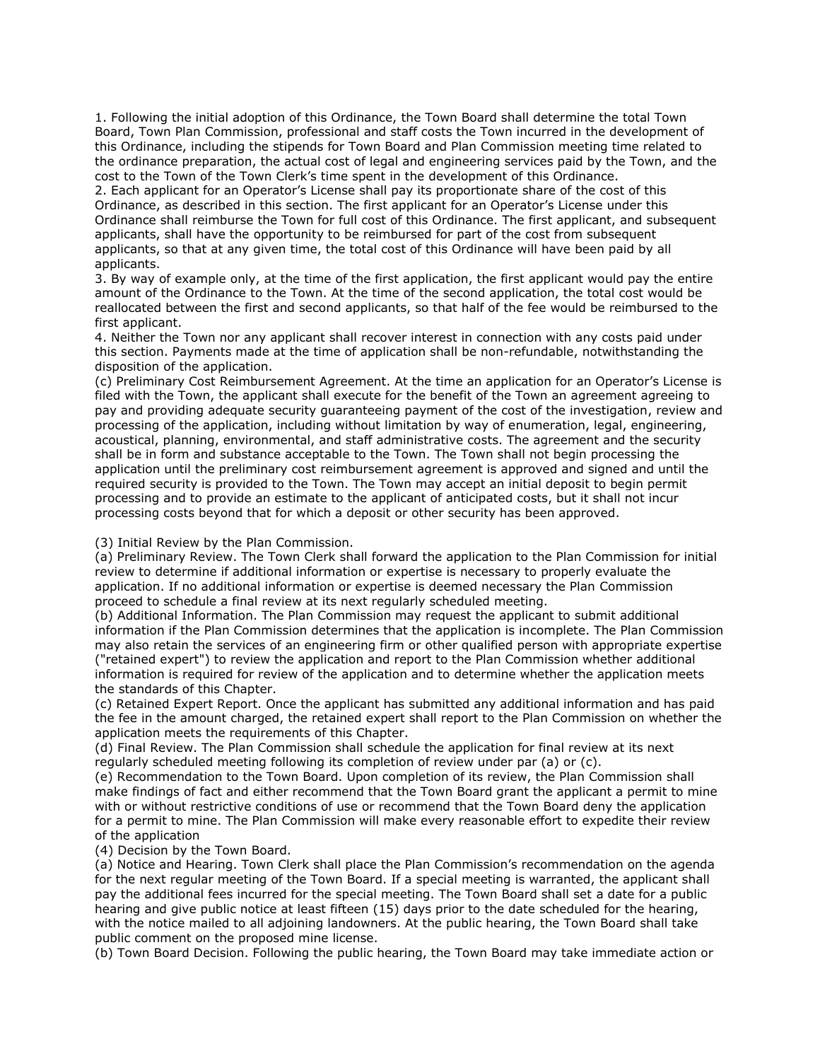1. Following the initial adoption of this Ordinance, the Town Board shall determine the total Town Board, Town Plan Commission, professional and staff costs the Town incurred in the development of this Ordinance, including the stipends for Town Board and Plan Commission meeting time related to the ordinance preparation, the actual cost of legal and engineering services paid by the Town, and the cost to the Town of the Town Clerk's time spent in the development of this Ordinance.
2. Each applicant for an Operator's License shall pay its proportionate share of the cost of this Ordinance, as described in this section. The first applicant for an Operator's License under this Ordinance shall reimburse the Town for full cost of this Ordinance. The first applicant, and subsequent applicants, shall have the opportunity to be reimbursed for part of the cost from subsequent applicants, so that at any given time, the total cost of this Ordinance will have been paid by all applicants.
3. By way of example only, at the time of the first application, the first applicant would pay the entire amount of the Ordinance to the Town. At the time of the second application, the total cost would be reallocated between the first and second applicants, so that half of the fee would be reimbursed to the first applicant.
4. Neither the Town nor any applicant shall recover interest in connection with any costs paid under this section. Payments made at the time of application shall be non-refundable, notwithstanding the disposition of the application.

(c) Preliminary Cost Reimbursement Agreement. At the time an application for an Operator's License is filed with the Town, the applicant shall execute for the benefit of the Town an agreement agreeing to pay and providing adequate security guaranteeing payment of the cost of the investigation, review and processing of the application, including without limitation by way of enumeration, legal, engineering, acoustical, planning, environmental, and staff administrative costs. The agreement and the security shall be in form and substance acceptable to the Town. The Town shall not begin processing the application until the preliminary cost reimbursement agreement is approved and signed and until the required security is provided to the Town. The Town may accept an initial deposit to begin permit processing and to provide an estimate to the applicant of anticipated costs, but it shall not incur processing costs beyond that for which a deposit or other security has been approved.

(3) Initial Review by the Plan Commission.

(a) Preliminary Review. The Town Clerk shall forward the application to the Plan Commission for initial review to determine if additional information or expertise is necessary to properly evaluate the application. If no additional information or expertise is deemed necessary the Plan Commission proceed to schedule a final review at its next regularly scheduled meeting.

(b) Additional Information. The Plan Commission may request the applicant to submit additional information if the Plan Commission determines that the application is incomplete. The Plan Commission may also retain the services of an engineering firm or other qualified person with appropriate expertise ("retained expert") to review the application and report to the Plan Commission whether additional information is required for review of the application and to determine whether the application meets the standards of this Chapter.

(c) Retained Expert Report. Once the applicant has submitted any additional information and has paid the fee in the amount charged, the retained expert shall report to the Plan Commission on whether the application meets the requirements of this Chapter.

(d) Final Review. The Plan Commission shall schedule the application for final review at its next regularly scheduled meeting following its completion of review under par (a) or (c).

(e) Recommendation to the Town Board. Upon completion of its review, the Plan Commission shall make findings of fact and either recommend that the Town Board grant the applicant a permit to mine with or without restrictive conditions of use or recommend that the Town Board deny the application for a permit to mine. The Plan Commission will make every reasonable effort to expedite their review of the application

(4) Decision by the Town Board.

(a) Notice and Hearing. Town Clerk shall place the Plan Commission's recommendation on the agenda for the next regular meeting of the Town Board. If a special meeting is warranted, the applicant shall pay the additional fees incurred for the special meeting. The Town Board shall set a date for a public hearing and give public notice at least fifteen (15) days prior to the date scheduled for the hearing, with the notice mailed to all adjoining landowners. At the public hearing, the Town Board shall take public comment on the proposed mine license.

(b) Town Board Decision. Following the public hearing, the Town Board may take immediate action or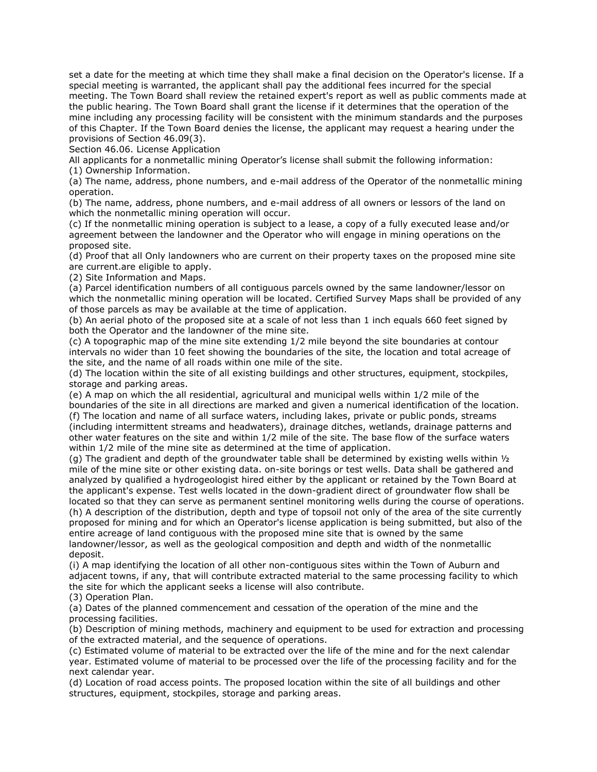set a date for the meeting at which time they shall make a final decision on the Operator's license. If a special meeting is warranted, the applicant shall pay the additional fees incurred for the special meeting. The Town Board shall review the retained expert's report as well as public comments made at the public hearing. The Town Board shall grant the license if it determines that the operation of the mine including any processing facility will be consistent with the minimum standards and the purposes of this Chapter. If the Town Board denies the license, the applicant may request a hearing under the provisions of Section 46.09(3).

Section 46.06. License Application

All applicants for a nonmetallic mining Operator's license shall submit the following information:

(1) Ownership Information.

(a) The name, address, phone numbers, and e-mail address of the Operator of the nonmetallic mining operation.

(b) The name, address, phone numbers, and e-mail address of all owners or lessors of the land on which the nonmetallic mining operation will occur.

(c) If the nonmetallic mining operation is subject to a lease, a copy of a fully executed lease and/or agreement between the landowner and the Operator who will engage in mining operations on the proposed site.

(d) Proof that all Only landowners who are current on their property taxes on the proposed mine site are current.are eligible to apply.

(2) Site Information and Maps.

(a) Parcel identification numbers of all contiguous parcels owned by the same landowner/lessor on which the nonmetallic mining operation will be located. Certified Survey Maps shall be provided of any of those parcels as may be available at the time of application.

(b) An aerial photo of the proposed site at a scale of not less than 1 inch equals 660 feet signed by both the Operator and the landowner of the mine site.

(c) A topographic map of the mine site extending 1/2 mile beyond the site boundaries at contour intervals no wider than 10 feet showing the boundaries of the site, the location and total acreage of the site, and the name of all roads within one mile of the site.

(d) The location within the site of all existing buildings and other structures, equipment, stockpiles, storage and parking areas.

(e) A map on which the all residential, agricultural and municipal wells within 1/2 mile of the boundaries of the site in all directions are marked and given a numerical identification of the location.

(f) The location and name of all surface waters, including lakes, private or public ponds, streams (including intermittent streams and headwaters), drainage ditches, wetlands, drainage patterns and other water features on the site and within 1/2 mile of the site. The base flow of the surface waters within 1/2 mile of the mine site as determined at the time of application.

(g) The gradient and depth of the groundwater table shall be determined by existing wells within ½ mile of the mine site or other existing data. on-site borings or test wells. Data shall be gathered and analyzed by qualified a hydrogeologist hired either by the applicant or retained by the Town Board at the applicant's expense. Test wells located in the down-gradient direct of groundwater flow shall be located so that they can serve as permanent sentinel monitoring wells during the course of operations.

(h) A description of the distribution, depth and type of topsoil not only of the area of the site currently proposed for mining and for which an Operator's license application is being submitted, but also of the entire acreage of land contiguous with the proposed mine site that is owned by the same landowner/lessor, as well as the geological composition and depth and width of the nonmetallic deposit.

(i) A map identifying the location of all other non-contiguous sites within the Town of Auburn and adjacent towns, if any, that will contribute extracted material to the same processing facility to which the site for which the applicant seeks a license will also contribute.

(3) Operation Plan.

(a) Dates of the planned commencement and cessation of the operation of the mine and the processing facilities.

(b) Description of mining methods, machinery and equipment to be used for extraction and processing of the extracted material, and the sequence of operations.

(c) Estimated volume of material to be extracted over the life of the mine and for the next calendar year. Estimated volume of material to be processed over the life of the processing facility and for the next calendar year.

(d) Location of road access points. The proposed location within the site of all buildings and other structures, equipment, stockpiles, storage and parking areas.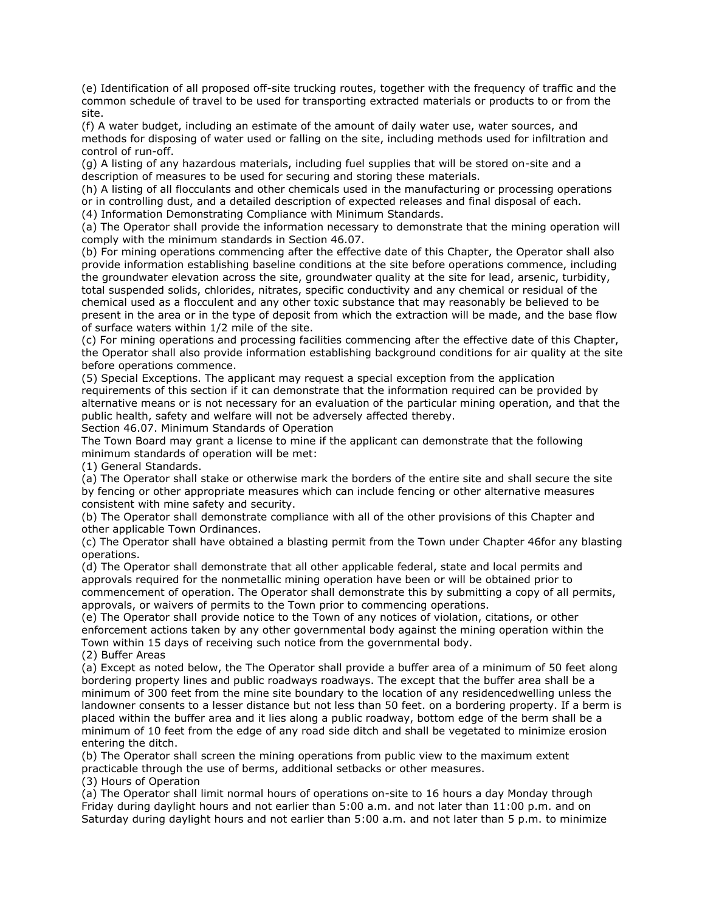(e) Identification of all proposed off-site trucking routes, together with the frequency of traffic and the common schedule of travel to be used for transporting extracted materials or products to or from the site.
(f) A water budget, including an estimate of the amount of daily water use, water sources, and methods for disposing of water used or falling on the site, including methods used for infiltration and control of run-off.
(g) A listing of any hazardous materials, including fuel supplies that will be stored on-site and a description of measures to be used for securing and storing these materials.
(h) A listing of all flocculants and other chemicals used in the manufacturing or processing operations or in controlling dust, and a detailed description of expected releases and final disposal of each.
(4) Information Demonstrating Compliance with Minimum Standards.
(a) The Operator shall provide the information necessary to demonstrate that the mining operation will comply with the minimum standards in Section 46.07.
(b) For mining operations commencing after the effective date of this Chapter, the Operator shall also provide information establishing baseline conditions at the site before operations commence, including the groundwater elevation across the site, groundwater quality at the site for lead, arsenic, turbidity, total suspended solids, chlorides, nitrates, specific conductivity and any chemical or residual of the chemical used as a flocculent and any other toxic substance that may reasonably be believed to be present in the area or in the type of deposit from which the extraction will be made, and the base flow of surface waters within 1/2 mile of the site.
(c) For mining operations and processing facilities commencing after the effective date of this Chapter, the Operator shall also provide information establishing background conditions for air quality at the site before operations commence.
(5) Special Exceptions. The applicant may request a special exception from the application requirements of this section if it can demonstrate that the information required can be provided by alternative means or is not necessary for an evaluation of the particular mining operation, and that the public health, safety and welfare will not be adversely affected thereby.
Section 46.07. Minimum Standards of Operation
The Town Board may grant a license to mine if the applicant can demonstrate that the following minimum standards of operation will be met:
(1) General Standards.
(a) The Operator shall stake or otherwise mark the borders of the entire site and shall secure the site by fencing or other appropriate measures which can include fencing or other alternative measures consistent with mine safety and security.
(b) The Operator shall demonstrate compliance with all of the other provisions of this Chapter and other applicable Town Ordinances.
(c) The Operator shall have obtained a blasting permit from the Town under Chapter 46for any blasting operations.
(d) The Operator shall demonstrate that all other applicable federal, state and local permits and approvals required for the nonmetallic mining operation have been or will be obtained prior to commencement of operation. The Operator shall demonstrate this by submitting a copy of all permits, approvals, or waivers of permits to the Town prior to commencing operations.
(e) The Operator shall provide notice to the Town of any notices of violation, citations, or other enforcement actions taken by any other governmental body against the mining operation within the Town within 15 days of receiving such notice from the governmental body.
(2) Buffer Areas
(a) Except as noted below, the The Operator shall provide a buffer area of a minimum of 50 feet along bordering property lines and public roadways roadways. The except that the buffer area shall be a minimum of 300 feet from the mine site boundary to the location of any residencedwelling unless the landowner consents to a lesser distance but not less than 50 feet. on a bordering property. If a berm is placed within the buffer area and it lies along a public roadway, bottom edge of the berm shall be a minimum of 10 feet from the edge of any road side ditch and shall be vegetated to minimize erosion entering the ditch.
(b) The Operator shall screen the mining operations from public view to the maximum extent practicable through the use of berms, additional setbacks or other measures.
(3) Hours of Operation
(a) The Operator shall limit normal hours of operations on-site to 16 hours a day Monday through Friday during daylight hours and not earlier than 5:00 a.m. and not later than 11:00 p.m. and on Saturday during daylight hours and not earlier than 5:00 a.m. and not later than 5 p.m. to minimize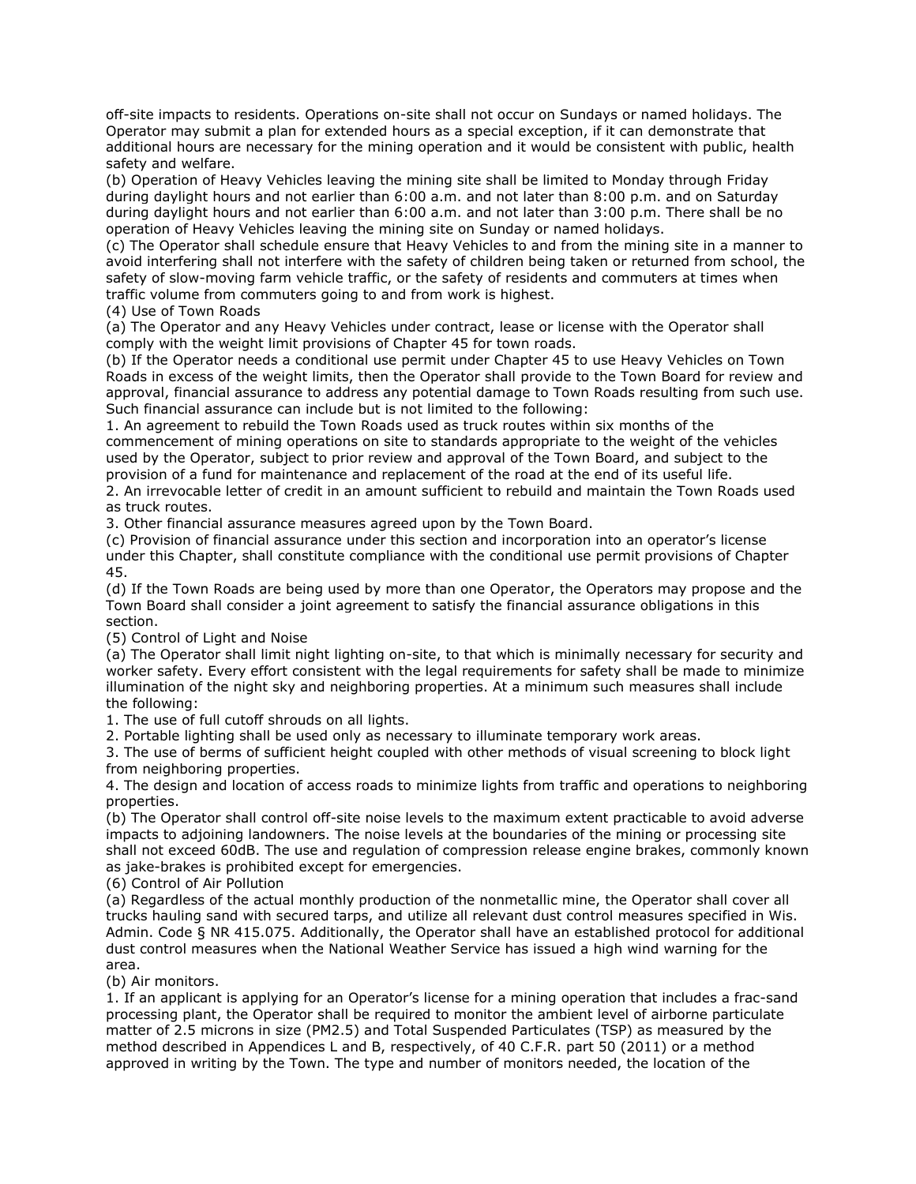off-site impacts to residents. Operations on-site shall not occur on Sundays or named holidays. The Operator may submit a plan for extended hours as a special exception, if it can demonstrate that additional hours are necessary for the mining operation and it would be consistent with public, health safety and welfare.

(b) Operation of Heavy Vehicles leaving the mining site shall be limited to Monday through Friday during daylight hours and not earlier than 6:00 a.m. and not later than 8:00 p.m. and on Saturday during daylight hours and not earlier than 6:00 a.m. and not later than 3:00 p.m. There shall be no operation of Heavy Vehicles leaving the mining site on Sunday or named holidays.

(c) The Operator shall schedule ensure that Heavy Vehicles to and from the mining site in a manner to avoid interfering shall not interfere with the safety of children being taken or returned from school, the safety of slow-moving farm vehicle traffic, or the safety of residents and commuters at times when traffic volume from commuters going to and from work is highest.

(4) Use of Town Roads

(a) The Operator and any Heavy Vehicles under contract, lease or license with the Operator shall comply with the weight limit provisions of Chapter 45 for town roads.

(b) If the Operator needs a conditional use permit under Chapter 45 to use Heavy Vehicles on Town Roads in excess of the weight limits, then the Operator shall provide to the Town Board for review and approval, financial assurance to address any potential damage to Town Roads resulting from such use. Such financial assurance can include but is not limited to the following:

1. An agreement to rebuild the Town Roads used as truck routes within six months of the commencement of mining operations on site to standards appropriate to the weight of the vehicles used by the Operator, subject to prior review and approval of the Town Board, and subject to the provision of a fund for maintenance and replacement of the road at the end of its useful life.
2. An irrevocable letter of credit in an amount sufficient to rebuild and maintain the Town Roads used as truck routes.
3. Other financial assurance measures agreed upon by the Town Board.

(c) Provision of financial assurance under this section and incorporation into an operator's license under this Chapter, shall constitute compliance with the conditional use permit provisions of Chapter 45.

(d) If the Town Roads are being used by more than one Operator, the Operators may propose and the Town Board shall consider a joint agreement to satisfy the financial assurance obligations in this section.

(5) Control of Light and Noise

(a) The Operator shall limit night lighting on-site, to that which is minimally necessary for security and worker safety. Every effort consistent with the legal requirements for safety shall be made to minimize illumination of the night sky and neighboring properties. At a minimum such measures shall include the following:

1. The use of full cutoff shrouds on all lights.
2. Portable lighting shall be used only as necessary to illuminate temporary work areas.
3. The use of berms of sufficient height coupled with other methods of visual screening to block light from neighboring properties.
4. The design and location of access roads to minimize lights from traffic and operations to neighboring properties.

(b) The Operator shall control off-site noise levels to the maximum extent practicable to avoid adverse impacts to adjoining landowners. The noise levels at the boundaries of the mining or processing site shall not exceed 60dB. The use and regulation of compression release engine brakes, commonly known as jake-brakes is prohibited except for emergencies.

(6) Control of Air Pollution

(a) Regardless of the actual monthly production of the nonmetallic mine, the Operator shall cover all trucks hauling sand with secured tarps, and utilize all relevant dust control measures specified in Wis. Admin. Code § NR 415.075. Additionally, the Operator shall have an established protocol for additional dust control measures when the National Weather Service has issued a high wind warning for the area.

(b) Air monitors.

1. If an applicant is applying for an Operator's license for a mining operation that includes a frac-sand processing plant, the Operator shall be required to monitor the ambient level of airborne particulate matter of 2.5 microns in size ($PM_{2.5}$) and Total Suspended Particulates (TSP) as measured by the method described in Appendices L and B, respectively, of 40 C.F.R. part 50 (2011) or a method approved in writing by the Town. The type and number of monitors needed, the location of the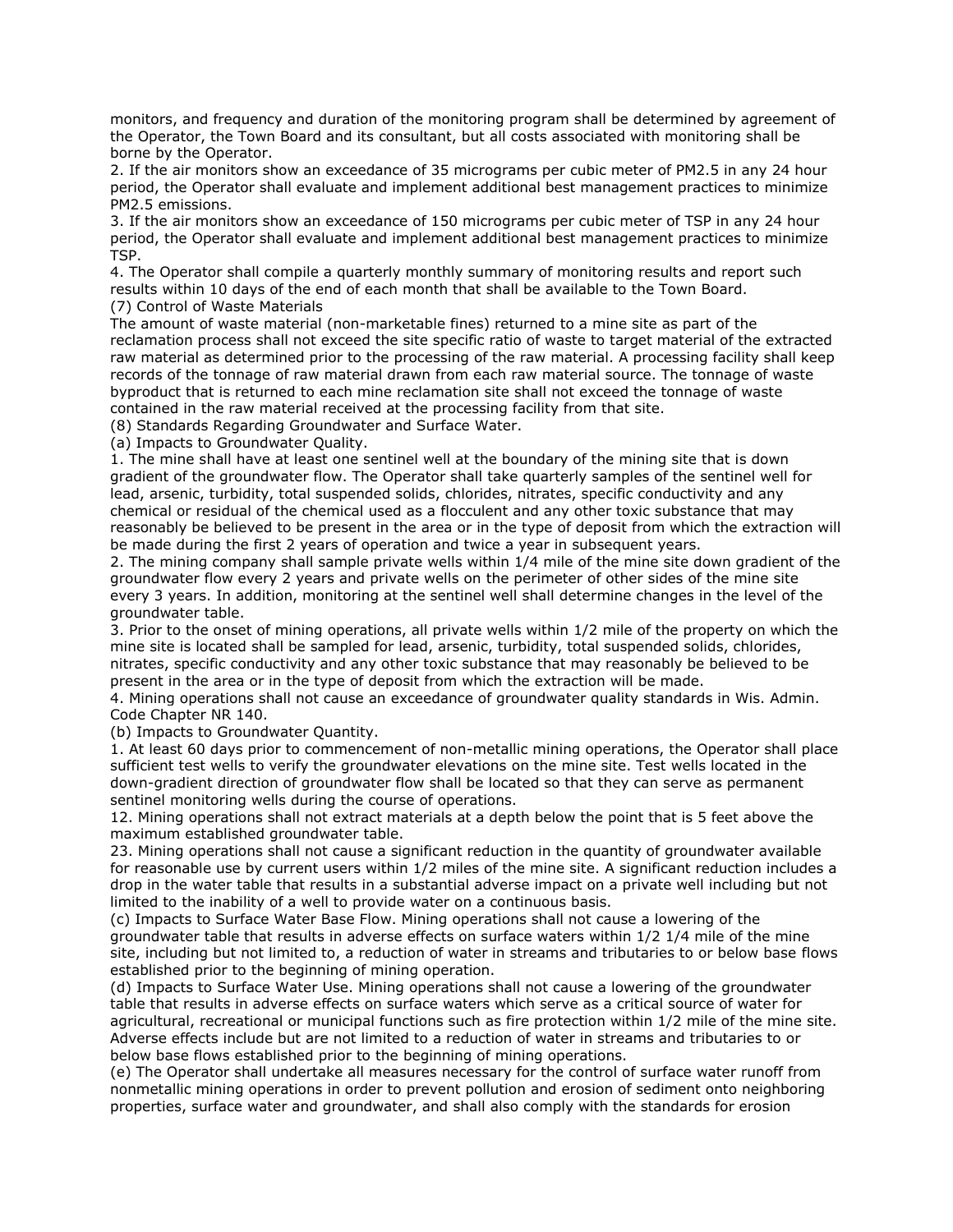monitors, and frequency and duration of the monitoring program shall be determined by agreement of the Operator, the Town Board and its consultant, but all costs associated with monitoring shall be borne by the Operator.

2. If the air monitors show an exceedance of 35 micrograms per cubic meter of PM2.5 in any 24 hour period, the Operator shall evaluate and implement additional best management practices to minimize PM2.5 emissions.

3. If the air monitors show an exceedance of 150 micrograms per cubic meter of TSP in any 24 hour period, the Operator shall evaluate and implement additional best management practices to minimize TSP.

4. The Operator shall compile a quarterly monthly summary of monitoring results and report such results within 10 days of the end of each month that shall be available to the Town Board.

(7) Control of Waste Materials

The amount of waste material (non-marketable fines) returned to a mine site as part of the reclamation process shall not exceed the site specific ratio of waste to target material of the extracted raw material as determined prior to the processing of the raw material. A processing facility shall keep records of the tonnage of raw material drawn from each raw material source. The tonnage of waste byproduct that is returned to each mine reclamation site shall not exceed the tonnage of waste contained in the raw material received at the processing facility from that site.

(8) Standards Regarding Groundwater and Surface Water.

(a) Impacts to Groundwater Quality.

1. The mine shall have at least one sentinel well at the boundary of the mining site that is down gradient of the groundwater flow. The Operator shall take quarterly samples of the sentinel well for lead, arsenic, turbidity, total suspended solids, chlorides, nitrates, specific conductivity and any chemical or residual of the chemical used as a flocculent and any other toxic substance that may reasonably be believed to be present in the area or in the type of deposit from which the extraction will be made during the first 2 years of operation and twice a year in subsequent years.

2. The mining company shall sample private wells within 1/4 mile of the mine site down gradient of the groundwater flow every 2 years and private wells on the perimeter of other sides of the mine site every 3 years. In addition, monitoring at the sentinel well shall determine changes in the level of the groundwater table.

3. Prior to the onset of mining operations, all private wells within 1/2 mile of the property on which the mine site is located shall be sampled for lead, arsenic, turbidity, total suspended solids, chlorides, nitrates, specific conductivity and any other toxic substance that may reasonably be believed to be present in the area or in the type of deposit from which the extraction will be made.

4. Mining operations shall not cause an exceedance of groundwater quality standards in Wis. Admin. Code Chapter NR 140.

(b) Impacts to Groundwater Quantity.

1. At least 60 days prior to commencement of non-metallic mining operations, the Operator shall place sufficient test wells to verify the groundwater elevations on the mine site. Test wells located in the down-gradient direction of groundwater flow shall be located so that they can serve as permanent sentinel monitoring wells during the course of operations.

12. Mining operations shall not extract materials at a depth below the point that is 5 feet above the maximum established groundwater table.

23. Mining operations shall not cause a significant reduction in the quantity of groundwater available for reasonable use by current users within 1/2 miles of the mine site. A significant reduction includes a drop in the water table that results in a substantial adverse impact on a private well including but not limited to the inability of a well to provide water on a continuous basis.

(c) Impacts to Surface Water Base Flow. Mining operations shall not cause a lowering of the groundwater table that results in adverse effects on surface waters within 1/2 1/4 mile of the mine site, including but not limited to, a reduction of water in streams and tributaries to or below base flows established prior to the beginning of mining operation.

(d) Impacts to Surface Water Use. Mining operations shall not cause a lowering of the groundwater table that results in adverse effects on surface waters which serve as a critical source of water for agricultural, recreational or municipal functions such as fire protection within 1/2 mile of the mine site. Adverse effects include but are not limited to a reduction of water in streams and tributaries to or below base flows established prior to the beginning of mining operations.

(e) The Operator shall undertake all measures necessary for the control of surface water runoff from nonmetallic mining operations in order to prevent pollution and erosion of sediment onto neighboring properties, surface water and groundwater, and shall also comply with the standards for erosion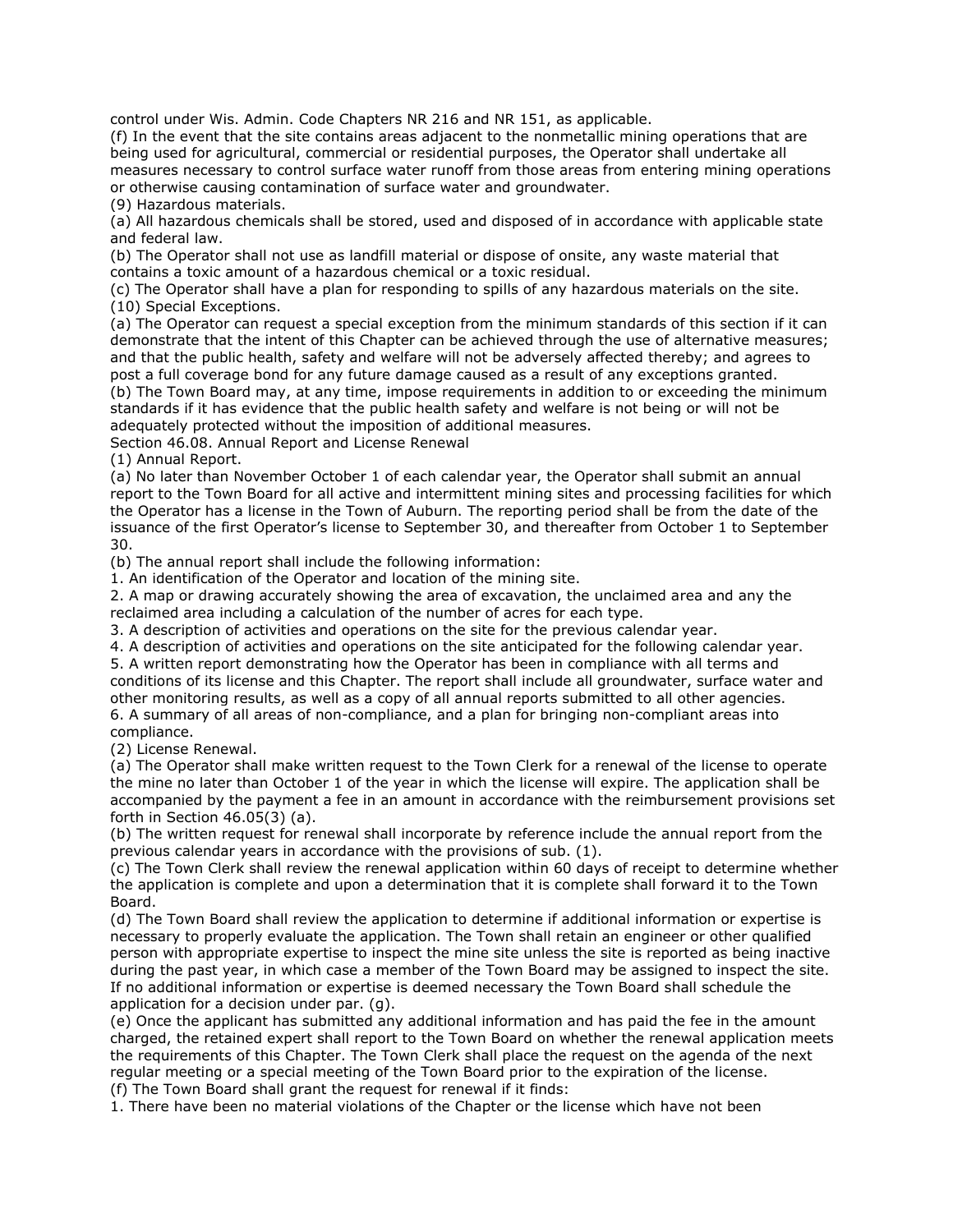control under Wis. Admin. Code Chapters NR 216 and NR 151, as applicable.

(f) In the event that the site contains areas adjacent to the nonmetallic mining operations that are being used for agricultural, commercial or residential purposes, the Operator shall undertake all measures necessary to control surface water runoff from those areas from entering mining operations or otherwise causing contamination of surface water and groundwater.

(9) Hazardous materials.

(a) All hazardous chemicals shall be stored, used and disposed of in accordance with applicable state and federal law.

(b) The Operator shall not use as landfill material or dispose of onsite, any waste material that contains a toxic amount of a hazardous chemical or a toxic residual.

(c) The Operator shall have a plan for responding to spills of any hazardous materials on the site.

(10) Special Exceptions.

(a) The Operator can request a special exception from the minimum standards of this section if it can demonstrate that the intent of this Chapter can be achieved through the use of alternative measures; and that the public health, safety and welfare will not be adversely affected thereby; and agrees to post a full coverage bond for any future damage caused as a result of any exceptions granted.

(b) The Town Board may, at any time, impose requirements in addition to or exceeding the minimum standards if it has evidence that the public health safety and welfare is not being or will not be adequately protected without the imposition of additional measures.

Section 46.08. Annual Report and License Renewal

(1) Annual Report.

(a) No later than November October 1 of each calendar year, the Operator shall submit an annual report to the Town Board for all active and intermittent mining sites and processing facilities for which the Operator has a license in the Town of Auburn. The reporting period shall be from the date of the issuance of the first Operator's license to September 30, and thereafter from October 1 to September 30.

(b) The annual report shall include the following information:

1. An identification of the Operator and location of the mining site.
2. A map or drawing accurately showing the area of excavation, the unclaimed area and any the reclaimed area including a calculation of the number of acres for each type.
3. A description of activities and operations on the site for the previous calendar year.
4. A description of activities and operations on the site anticipated for the following calendar year.
5. A written report demonstrating how the Operator has been in compliance with all terms and conditions of its license and this Chapter. The report shall include all groundwater, surface water and other monitoring results, as well as a copy of all annual reports submitted to all other agencies.
6. A summary of all areas of non-compliance, and a plan for bringing non-compliant areas into compliance.

(2) License Renewal.

(a) The Operator shall make written request to the Town Clerk for a renewal of the license to operate the mine no later than October 1 of the year in which the license will expire. The application shall be accompanied by the payment a fee in an amount in accordance with the reimbursement provisions set forth in Section 46.05(3) (a).

(b) The written request for renewal shall incorporate by reference include the annual report from the previous calendar years in accordance with the provisions of sub. (1).

(c) The Town Clerk shall review the renewal application within 60 days of receipt to determine whether the application is complete and upon a determination that it is complete shall forward it to the Town Board.

(d) The Town Board shall review the application to determine if additional information or expertise is necessary to properly evaluate the application. The Town shall retain an engineer or other qualified person with appropriate expertise to inspect the mine site unless the site is reported as being inactive during the past year, in which case a member of the Town Board may be assigned to inspect the site. If no additional information or expertise is deemed necessary the Town Board shall schedule the application for a decision under par. (g).

(e) Once the applicant has submitted any additional information and has paid the fee in the amount charged, the retained expert shall report to the Town Board on whether the renewal application meets the requirements of this Chapter. The Town Clerk shall place the request on the agenda of the next regular meeting or a special meeting of the Town Board prior to the expiration of the license.

(f) The Town Board shall grant the request for renewal if it finds:

1. There have been no material violations of the Chapter or the license which have not been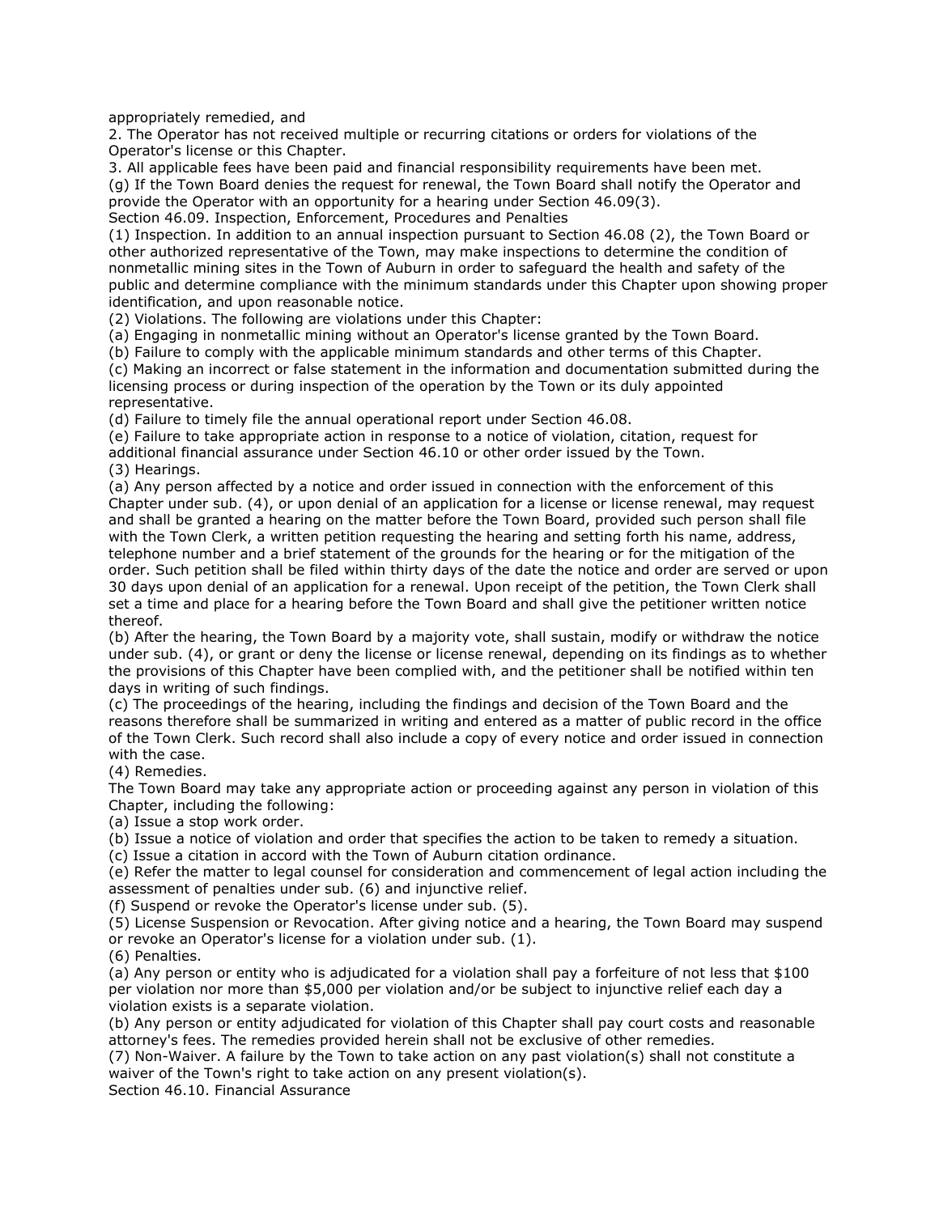appropriately remedied, and

2. The Operator has not received multiple or recurring citations or orders for violations of the Operator's license or this Chapter.

3. All applicable fees have been paid and financial responsibility requirements have been met.

(g) If the Town Board denies the request for renewal, the Town Board shall notify the Operator and provide the Operator with an opportunity for a hearing under Section 46.09(3).

Section 46.09. Inspection, Enforcement, Procedures and Penalties

(1) Inspection. In addition to an annual inspection pursuant to Section 46.08 (2), the Town Board or other authorized representative of the Town, may make inspections to determine the condition of nonmetallic mining sites in the Town of Auburn in order to safeguard the health and safety of the public and determine compliance with the minimum standards under this Chapter upon showing proper identification, and upon reasonable notice.

(2) Violations. The following are violations under this Chapter:

(a) Engaging in nonmetallic mining without an Operator's license granted by the Town Board.

(b) Failure to comply with the applicable minimum standards and other terms of this Chapter.

(c) Making an incorrect or false statement in the information and documentation submitted during the licensing process or during inspection of the operation by the Town or its duly appointed representative.

(d) Failure to timely file the annual operational report under Section 46.08.

(e) Failure to take appropriate action in response to a notice of violation, citation, request for additional financial assurance under Section 46.10 or other order issued by the Town.

(3) Hearings.

(a) Any person affected by a notice and order issued in connection with the enforcement of this Chapter under sub. (4), or upon denial of an application for a license or license renewal, may request and shall be granted a hearing on the matter before the Town Board, provided such person shall file with the Town Clerk, a written petition requesting the hearing and setting forth his name, address, telephone number and a brief statement of the grounds for the hearing or for the mitigation of the order. Such petition shall be filed within thirty days of the date the notice and order are served or upon 30 days upon denial of an application for a renewal. Upon receipt of the petition, the Town Clerk shall set a time and place for a hearing before the Town Board and shall give the petitioner written notice thereof.

(b) After the hearing, the Town Board by a majority vote, shall sustain, modify or withdraw the notice under sub. (4), or grant or deny the license or license renewal, depending on its findings as to whether the provisions of this Chapter have been complied with, and the petitioner shall be notified within ten days in writing of such findings.

(c) The proceedings of the hearing, including the findings and decision of the Town Board and the reasons therefore shall be summarized in writing and entered as a matter of public record in the office of the Town Clerk. Such record shall also include a copy of every notice and order issued in connection with the case.

(4) Remedies.

The Town Board may take any appropriate action or proceeding against any person in violation of this Chapter, including the following:

(a) Issue a stop work order.

(b) Issue a notice of violation and order that specifies the action to be taken to remedy a situation.

(c) Issue a citation in accord with the Town of Auburn citation ordinance.

(e) Refer the matter to legal counsel for consideration and commencement of legal action including the assessment of penalties under sub. (6) and injunctive relief.

(f) Suspend or revoke the Operator's license under sub. (5).

(5) License Suspension or Revocation. After giving notice and a hearing, the Town Board may suspend or revoke an Operator's license for a violation under sub. (1).

(6) Penalties.

(a) Any person or entity who is adjudicated for a violation shall pay a forfeiture of not less that $100 per violation nor more than $5,000 per violation and/or be subject to injunctive relief each day a violation exists is a separate violation.

(b) Any person or entity adjudicated for violation of this Chapter shall pay court costs and reasonable attorney's fees. The remedies provided herein shall not be exclusive of other remedies.

(7) Non-Waiver. A failure by the Town to take action on any past violation(s) shall not constitute a waiver of the Town's right to take action on any present violation(s).

Section 46.10. Financial Assurance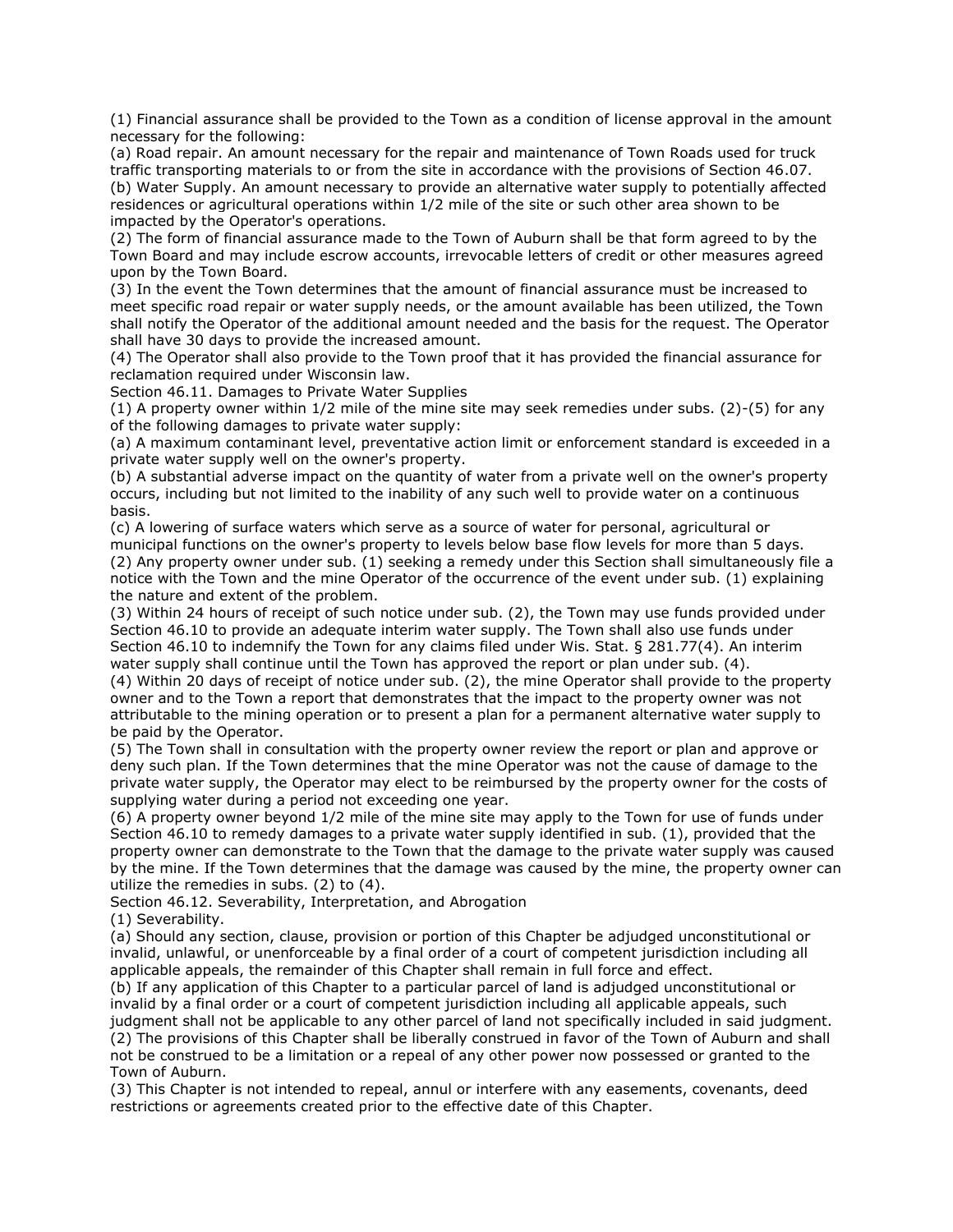(1) Financial assurance shall be provided to the Town as a condition of license approval in the amount necessary for the following:

(a) Road repair. An amount necessary for the repair and maintenance of Town Roads used for truck traffic transporting materials to or from the site in accordance with the provisions of Section 46.07.

(b) Water Supply. An amount necessary to provide an alternative water supply to potentially affected residences or agricultural operations within 1/2 mile of the site or such other area shown to be impacted by the Operator's operations.

(2) The form of financial assurance made to the Town of Auburn shall be that form agreed to by the Town Board and may include escrow accounts, irrevocable letters of credit or other measures agreed upon by the Town Board.

(3) In the event the Town determines that the amount of financial assurance must be increased to meet specific road repair or water supply needs, or the amount available has been utilized, the Town shall notify the Operator of the additional amount needed and the basis for the request. The Operator shall have 30 days to provide the increased amount.

(4) The Operator shall also provide to the Town proof that it has provided the financial assurance for reclamation required under Wisconsin law.

Section 46.11. Damages to Private Water Supplies

(1) A property owner within 1/2 mile of the mine site may seek remedies under subs. (2)-(5) for any of the following damages to private water supply:

(a) A maximum contaminant level, preventative action limit or enforcement standard is exceeded in a private water supply well on the owner's property.

(b) A substantial adverse impact on the quantity of water from a private well on the owner's property occurs, including but not limited to the inability of any such well to provide water on a continuous basis.

(c) A lowering of surface waters which serve as a source of water for personal, agricultural or municipal functions on the owner's property to levels below base flow levels for more than 5 days.

(2) Any property owner under sub. (1) seeking a remedy under this Section shall simultaneously file a notice with the Town and the mine Operator of the occurrence of the event under sub. (1) explaining the nature and extent of the problem.

(3) Within 24 hours of receipt of such notice under sub. (2), the Town may use funds provided under Section 46.10 to provide an adequate interim water supply. The Town shall also use funds under Section 46.10 to indemnify the Town for any claims filed under Wis. Stat. § 281.77(4). An interim water supply shall continue until the Town has approved the report or plan under sub. (4).

(4) Within 20 days of receipt of notice under sub. (2), the mine Operator shall provide to the property owner and to the Town a report that demonstrates that the impact to the property owner was not attributable to the mining operation or to present a plan for a permanent alternative water supply to be paid by the Operator.

(5) The Town shall in consultation with the property owner review the report or plan and approve or deny such plan. If the Town determines that the mine Operator was not the cause of damage to the private water supply, the Operator may elect to be reimbursed by the property owner for the costs of supplying water during a period not exceeding one year.

(6) A property owner beyond 1/2 mile of the mine site may apply to the Town for use of funds under Section 46.10 to remedy damages to a private water supply identified in sub. (1), provided that the property owner can demonstrate to the Town that the damage to the private water supply was caused by the mine. If the Town determines that the damage was caused by the mine, the property owner can utilize the remedies in subs. (2) to (4).

Section 46.12. Severability, Interpretation, and Abrogation

(1) Severability.

(a) Should any section, clause, provision or portion of this Chapter be adjudged unconstitutional or invalid, unlawful, or unenforceable by a final order of a court of competent jurisdiction including all applicable appeals, the remainder of this Chapter shall remain in full force and effect.

(b) If any application of this Chapter to a particular parcel of land is adjudged unconstitutional or invalid by a final order or a court of competent jurisdiction including all applicable appeals, such judgment shall not be applicable to any other parcel of land not specifically included in said judgment.

(2) The provisions of this Chapter shall be liberally construed in favor of the Town of Auburn and shall not be construed to be a limitation or a repeal of any other power now possessed or granted to the Town of Auburn.

(3) This Chapter is not intended to repeal, annul or interfere with any easements, covenants, deed restrictions or agreements created prior to the effective date of this Chapter.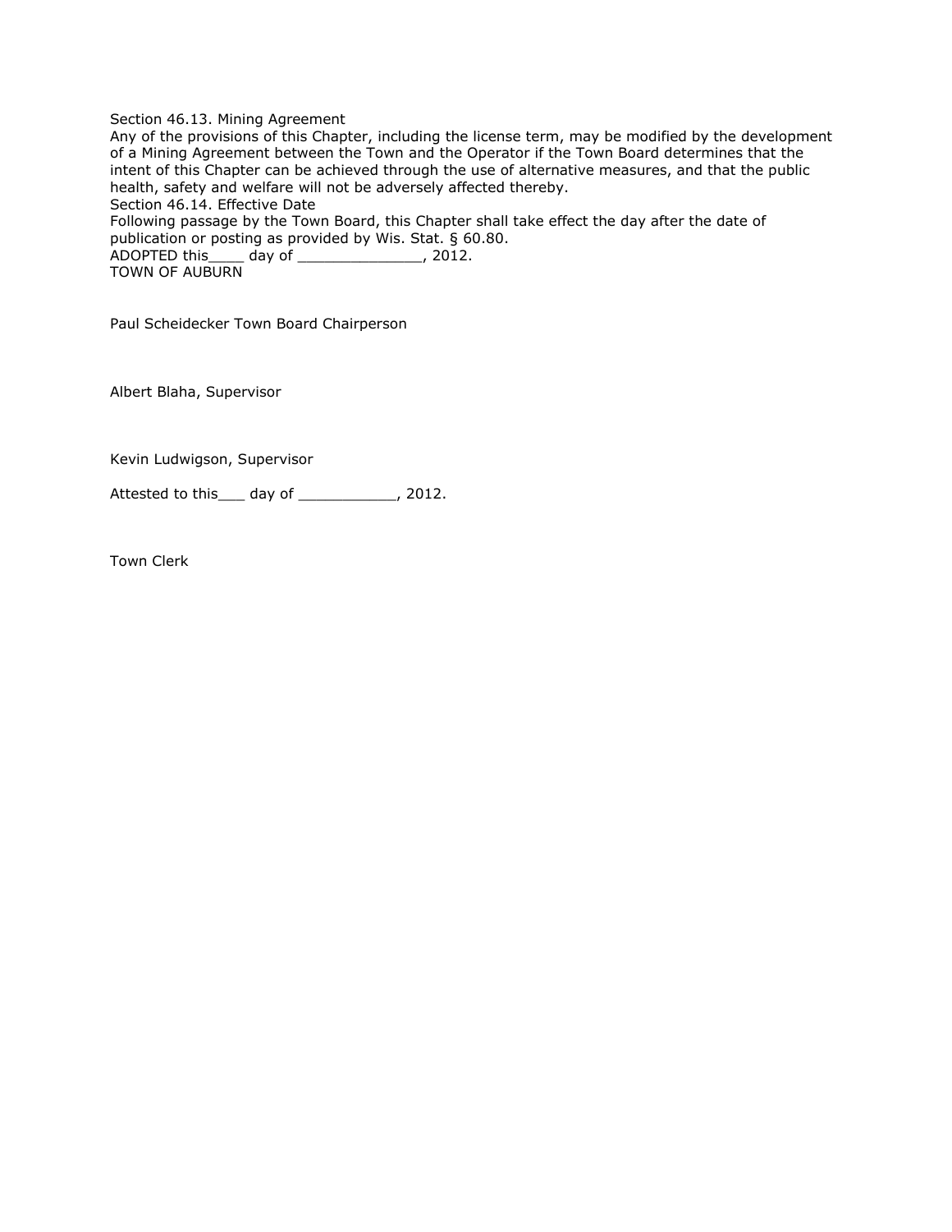### Section 46.13. Mining Agreement

Any of the provisions of this Chapter, including the license term, may be modified by the development of a Mining Agreement between the Town and the Operator if the Town Board determines that the intent of this Chapter can be achieved through the use of alternative measures, and that the public health, safety and welfare will not be adversely affected thereby.

### Section 46.14. Effective Date

Following passage by the Town Board, this Chapter shall take effect the day after the date of publication or posting as provided by Wis. Stat. § 60.80.

ADOPTED this____ day of ______________, 2012.

TOWN OF AUBURN

Paul Scheidecker Town Board Chairperson

Albert Blaha, Supervisor

Kevin Ludwigson, Supervisor

Attested to this___ day of ___________, 2012.

Town Clerk